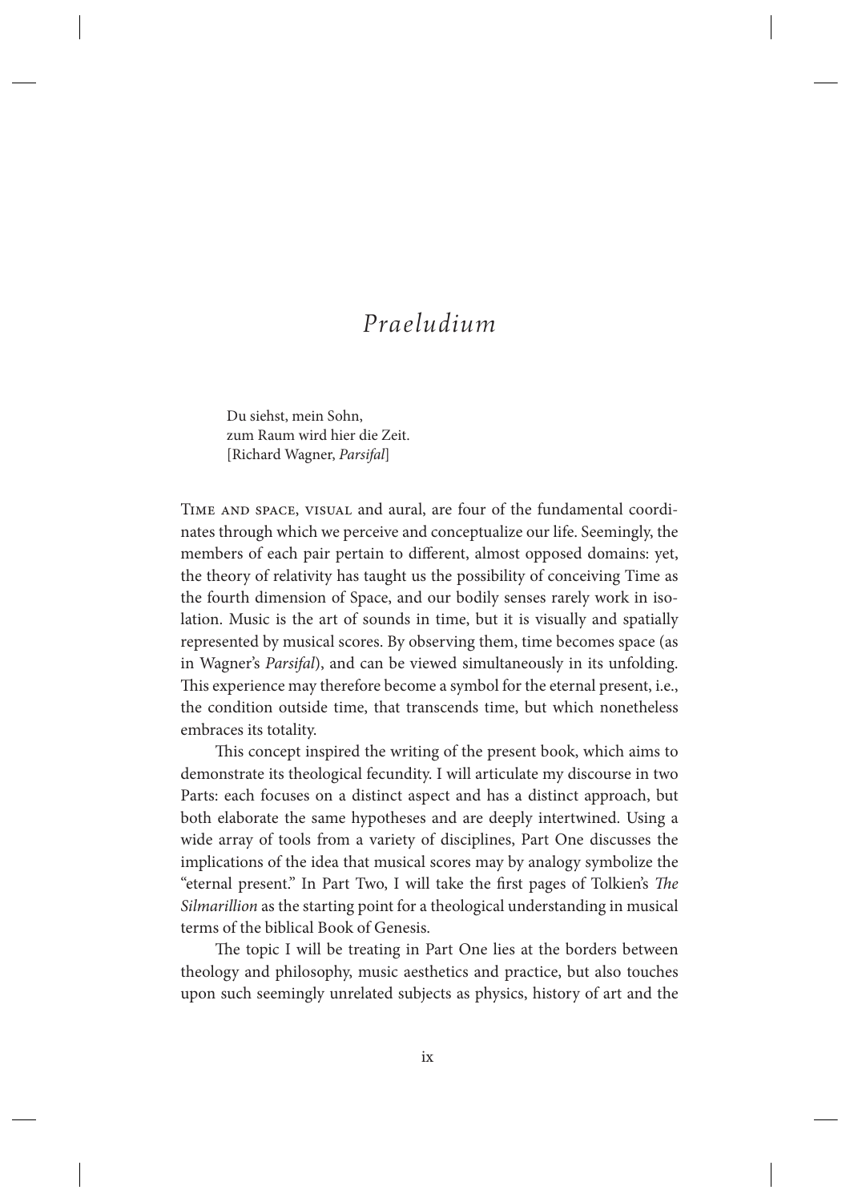# *Praeludium*

> Du siehst, mein Sohn,
> zum Raum wird hier die Zeit.
> [Richard Wagner, *Parsifal*]

Time and space, visual and aural, are four of the fundamental coordinates through which we perceive and conceptualize our life. Seemingly, the members of each pair pertain to different, almost opposed domains: yet, the theory of relativity has taught us the possibility of conceiving Time as the fourth dimension of Space, and our bodily senses rarely work in isolation. Music is the art of sounds in time, but it is visually and spatially represented by musical scores. By observing them, time becomes space (as in Wagner's *Parsifal*), and can be viewed simultaneously in its unfolding. This experience may therefore become a symbol for the eternal present, i.e., the condition outside time, that transcends time, but which nonetheless embraces its totality.

This concept inspired the writing of the present book, which aims to demonstrate its theological fecundity. I will articulate my discourse in two Parts: each focuses on a distinct aspect and has a distinct approach, but both elaborate the same hypotheses and are deeply intertwined. Using a wide array of tools from a variety of disciplines, Part One discusses the implications of the idea that musical scores may by analogy symbolize the "eternal present." In Part Two, I will take the first pages of Tolkien's *The Silmarillion* as the starting point for a theological understanding in musical terms of the biblical Book of Genesis.

The topic I will be treating in Part One lies at the borders between theology and philosophy, music aesthetics and practice, but also touches upon such seemingly unrelated subjects as physics, history of art and the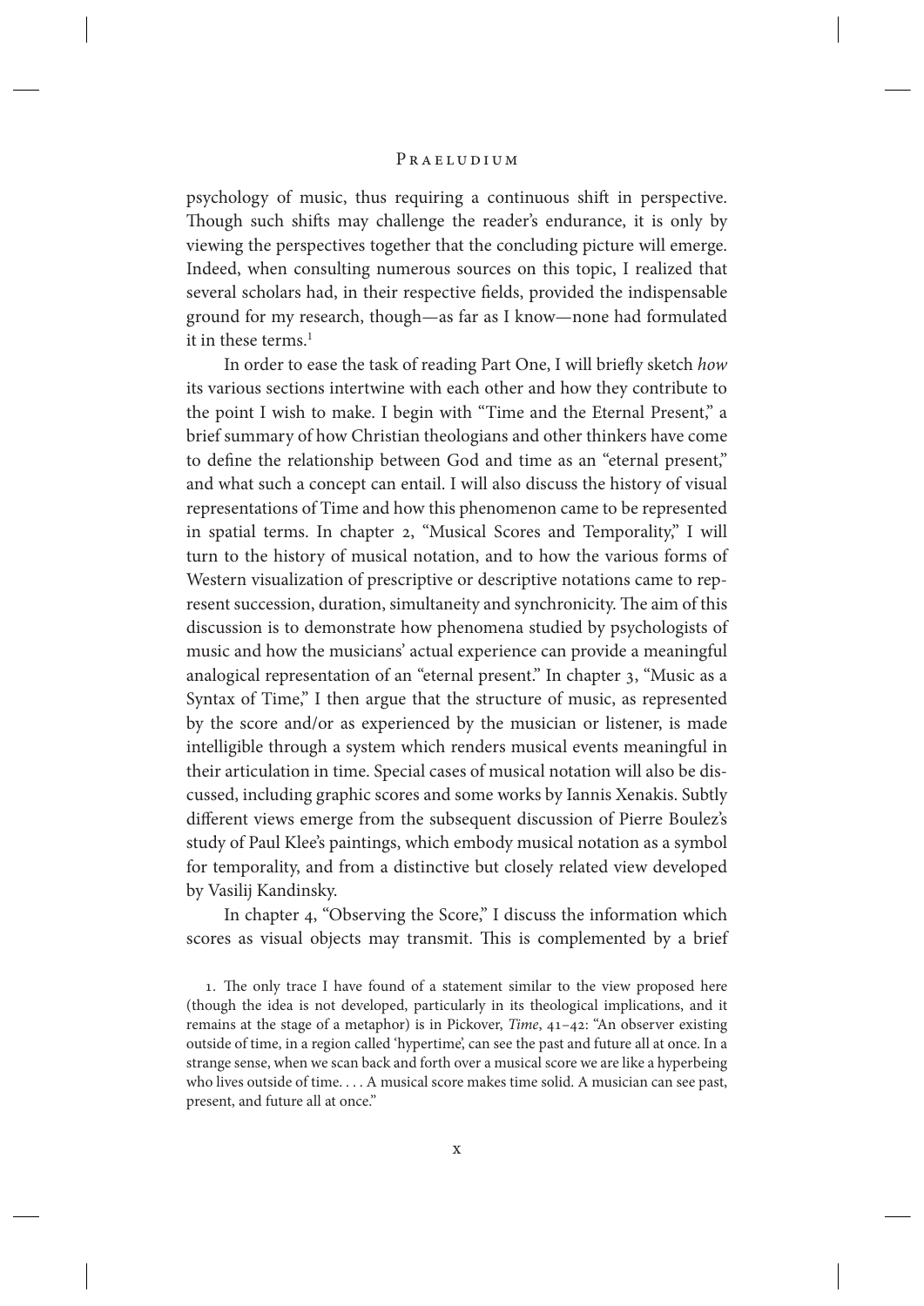psychology of music, thus requiring a continuous shift in perspective. Though such shifts may challenge the reader's endurance, it is only by viewing the perspectives together that the concluding picture will emerge. Indeed, when consulting numerous sources on this topic, I realized that several scholars had, in their respective fields, provided the indispensable ground for my research, though—as far as I know—none had formulated it in these terms.[1]

In order to ease the task of reading Part One, I will briefly sketch *how* its various sections intertwine with each other and how they contribute to the point I wish to make. I begin with "Time and the Eternal Present," a brief summary of how Christian theologians and other thinkers have come to define the relationship between God and time as an "eternal present," and what such a concept can entail. I will also discuss the history of visual representations of Time and how this phenomenon came to be represented in spatial terms. In chapter 2, "Musical Scores and Temporality," I will turn to the history of musical notation, and to how the various forms of Western visualization of prescriptive or descriptive notations came to represent succession, duration, simultaneity and synchronicity. The aim of this discussion is to demonstrate how phenomena studied by psychologists of music and how the musicians' actual experience can provide a meaningful analogical representation of an "eternal present." In chapter 3, "Music as a Syntax of Time," I then argue that the structure of music, as represented by the score and/or as experienced by the musician or listener, is made intelligible through a system which renders musical events meaningful in their articulation in time. Special cases of musical notation will also be discussed, including graphic scores and some works by Iannis Xenakis. Subtly different views emerge from the subsequent discussion of Pierre Boulez's study of Paul Klee's paintings, which embody musical notation as a symbol for temporality, and from a distinctive but closely related view developed by Vasilij Kandinsky.

In chapter 4, "Observing the Score," I discuss the information which scores as visual objects may transmit. This is complemented by a brief

1. The only trace I have found of a statement similar to the view proposed here (though the idea is not developed, particularly in its theological implications, and it remains at the stage of a metaphor) is in Pickover, *Time*, 41–42: "An observer existing outside of time, in a region called 'hypertime', can see the past and future all at once. In a strange sense, when we scan back and forth over a musical score we are like a hyperbeing who lives outside of time. . . . A musical score makes time solid. A musician can see past, present, and future all at once."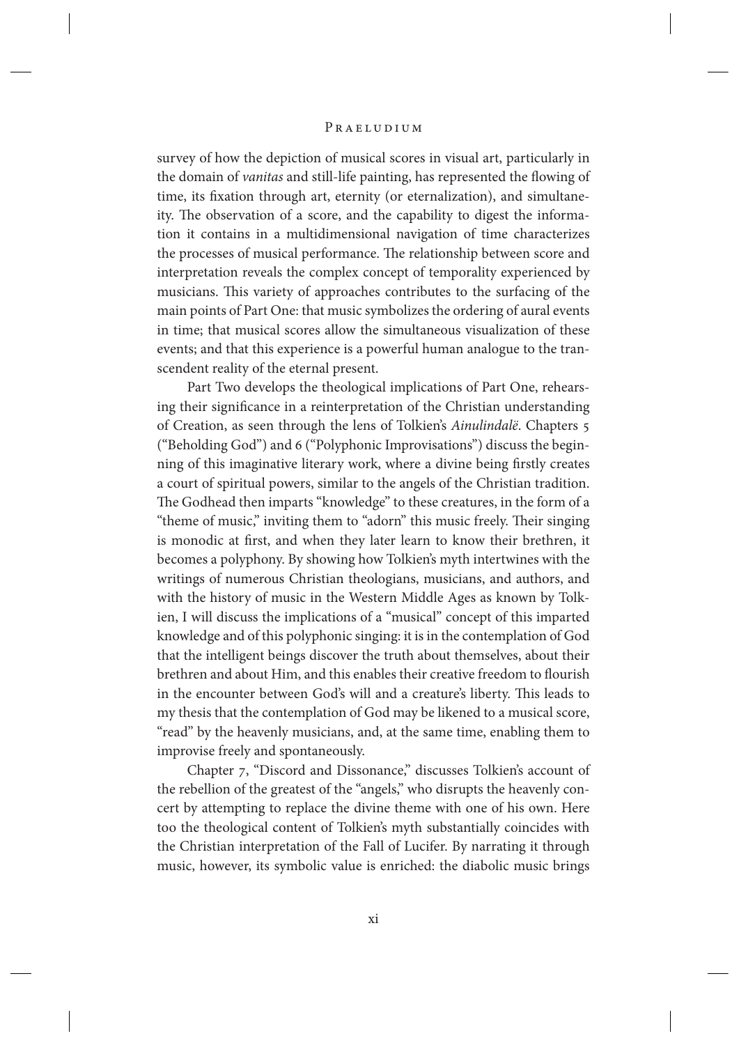survey of how the depiction of musical scores in visual art, particularly in the domain of *vanitas* and still-life painting, has represented the flowing of time, its fixation through art, eternity (or eternalization), and simultaneity. The observation of a score, and the capability to digest the information it contains in a multidimensional navigation of time characterizes the processes of musical performance. The relationship between score and interpretation reveals the complex concept of temporality experienced by musicians. This variety of approaches contributes to the surfacing of the main points of Part One: that music symbolizes the ordering of aural events in time; that musical scores allow the simultaneous visualization of these events; and that this experience is a powerful human analogue to the transcendent reality of the eternal present.

Part Two develops the theological implications of Part One, rehearsing their significance in a reinterpretation of the Christian understanding of Creation, as seen through the lens of Tolkien's *Ainulindalë*. Chapters 5 ("Beholding God") and 6 ("Polyphonic Improvisations") discuss the beginning of this imaginative literary work, where a divine being firstly creates a court of spiritual powers, similar to the angels of the Christian tradition. The Godhead then imparts "knowledge" to these creatures, in the form of a "theme of music," inviting them to "adorn" this music freely. Their singing is monodic at first, and when they later learn to know their brethren, it becomes a polyphony. By showing how Tolkien's myth intertwines with the writings of numerous Christian theologians, musicians, and authors, and with the history of music in the Western Middle Ages as known by Tolkien, I will discuss the implications of a "musical" concept of this imparted knowledge and of this polyphonic singing: it is in the contemplation of God that the intelligent beings discover the truth about themselves, about their brethren and about Him, and this enables their creative freedom to flourish in the encounter between God's will and a creature's liberty. This leads to my thesis that the contemplation of God may be likened to a musical score, "read" by the heavenly musicians, and, at the same time, enabling them to improvise freely and spontaneously.

Chapter 7, "Discord and Dissonance," discusses Tolkien's account of the rebellion of the greatest of the "angels," who disrupts the heavenly concert by attempting to replace the divine theme with one of his own. Here too the theological content of Tolkien's myth substantially coincides with the Christian interpretation of the Fall of Lucifer. By narrating it through music, however, its symbolic value is enriched: the diabolic music brings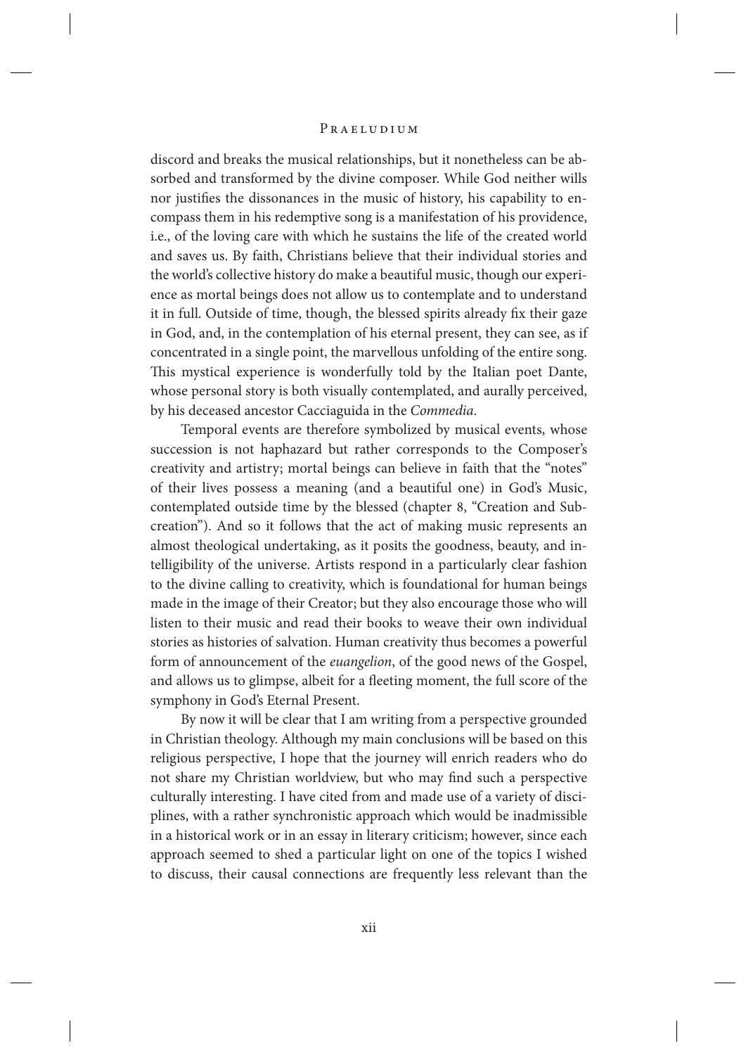discord and breaks the musical relationships, but it nonetheless can be absorbed and transformed by the divine composer. While God neither wills nor justifies the dissonances in the music of history, his capability to encompass them in his redemptive song is a manifestation of his providence, i.e., of the loving care with which he sustains the life of the created world and saves us. By faith, Christians believe that their individual stories and the world's collective history do make a beautiful music, though our experience as mortal beings does not allow us to contemplate and to understand it in full. Outside of time, though, the blessed spirits already fix their gaze in God, and, in the contemplation of his eternal present, they can see, as if concentrated in a single point, the marvellous unfolding of the entire song. This mystical experience is wonderfully told by the Italian poet Dante, whose personal story is both visually contemplated, and aurally perceived, by his deceased ancestor Cacciaguida in the *Commedia*.

Temporal events are therefore symbolized by musical events, whose succession is not haphazard but rather corresponds to the Composer's creativity and artistry; mortal beings can believe in faith that the "notes" of their lives possess a meaning (and a beautiful one) in God's Music, contemplated outside time by the blessed (chapter 8, "Creation and Subcreation"). And so it follows that the act of making music represents an almost theological undertaking, as it posits the goodness, beauty, and intelligibility of the universe. Artists respond in a particularly clear fashion to the divine calling to creativity, which is foundational for human beings made in the image of their Creator; but they also encourage those who will listen to their music and read their books to weave their own individual stories as histories of salvation. Human creativity thus becomes a powerful form of announcement of the *euangelion*, of the good news of the Gospel, and allows us to glimpse, albeit for a fleeting moment, the full score of the symphony in God's Eternal Present.

By now it will be clear that I am writing from a perspective grounded in Christian theology. Although my main conclusions will be based on this religious perspective, I hope that the journey will enrich readers who do not share my Christian worldview, but who may find such a perspective culturally interesting. I have cited from and made use of a variety of disciplines, with a rather synchronistic approach which would be inadmissible in a historical work or in an essay in literary criticism; however, since each approach seemed to shed a particular light on one of the topics I wished to discuss, their causal connections are frequently less relevant than the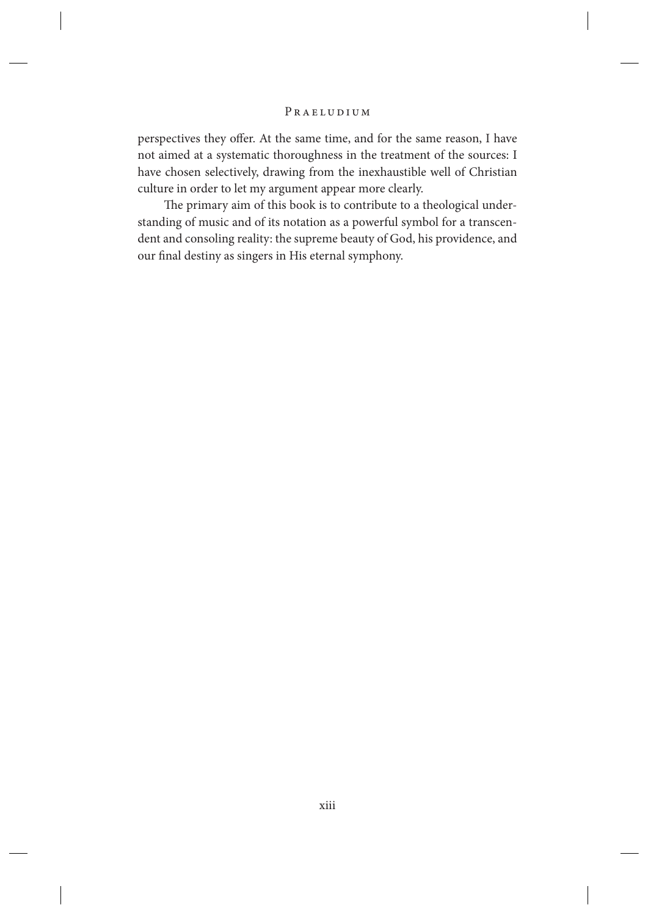perspectives they offer. At the same time, and for the same reason, I have not aimed at a systematic thoroughness in the treatment of the sources: I have chosen selectively, drawing from the inexhaustible well of Christian culture in order to let my argument appear more clearly.

The primary aim of this book is to contribute to a theological understanding of music and of its notation as a powerful symbol for a transcendent and consoling reality: the supreme beauty of God, his providence, and our final destiny as singers in His eternal symphony.